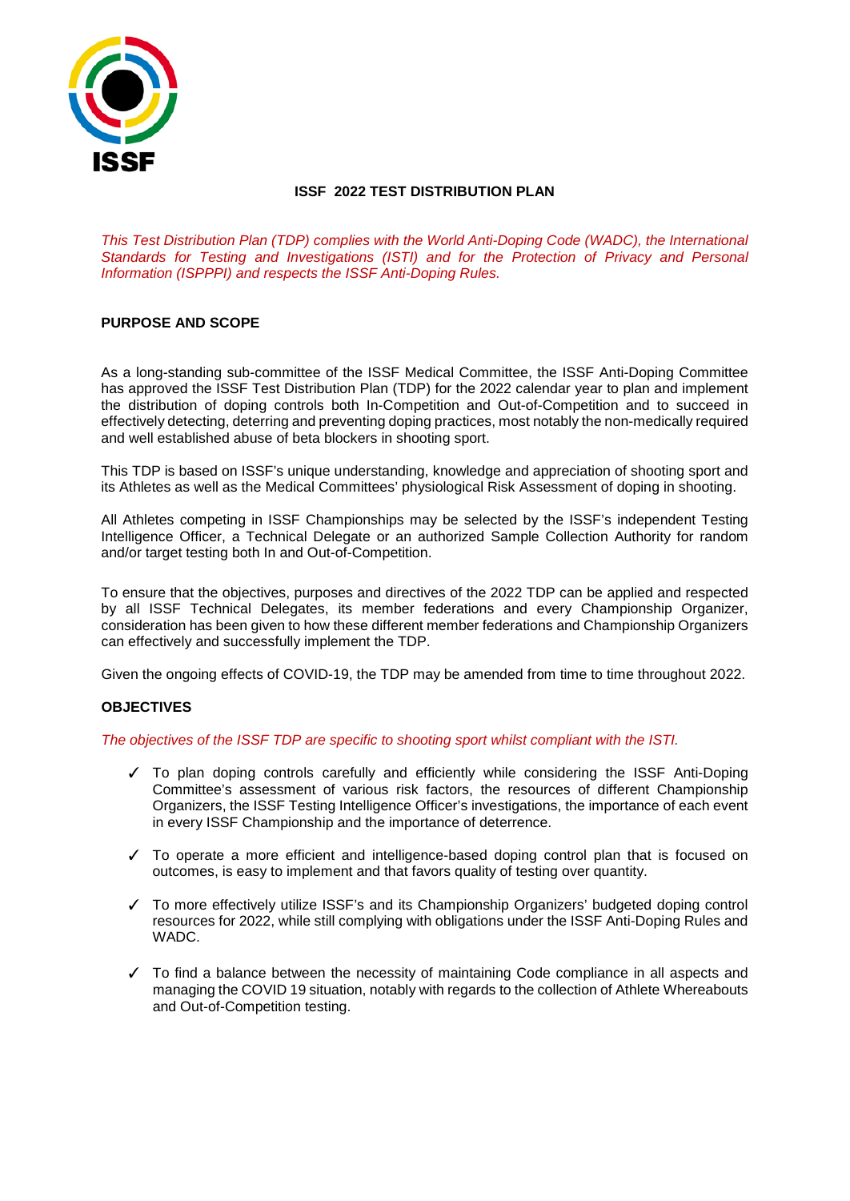ISSF

# ISSF 2022 TEST DISTRIBUTION PLAN

*This Test Distribution Plan (TDP) complies with the World Anti-Doping Code (WADC), the International Standards for Testing and Investigations (ISTI) and for the Protection of Privacy and Personal Information (ISPPPI) and respects the ISSF Anti-Doping Rules.*

## PURPOSE AND SCOPE

As a long-standing sub-committee of the ISSF Medical Committee, the ISSF Anti-Doping Committee has approved the ISSF Test Distribution Plan (TDP) for the 2022 calendar year to plan and implement the distribution of doping controls both In-Competition and Out-of-Competition and to succeed in effectively detecting, deterring and preventing doping practices, most notably the non-medically required and well established abuse of beta blockers in shooting sport.

This TDP is based on ISSF's unique understanding, knowledge and appreciation of shooting sport and its Athletes as well as the Medical Committees' physiological Risk Assessment of doping in shooting.

All Athletes competing in ISSF Championships may be selected by the ISSF's independent Testing Intelligence Officer, a Technical Delegate or an authorized Sample Collection Authority for random and/or target testing both In and Out-of-Competition.

To ensure that the objectives, purposes and directives of the 2022 TDP can be applied and respected by all ISSF Technical Delegates, its member federations and every Championship Organizer, consideration has been given to how these different member federations and Championship Organizers can effectively and successfully implement the TDP.

Given the ongoing effects of COVID-19, the TDP may be amended from time to time throughout 2022.

## OBJECTIVES

*The objectives of the ISSF TDP are specific to shooting sport whilst compliant with the ISTI.*

- ✓ To plan doping controls carefully and efficiently while considering the ISSF Anti-Doping Committee's assessment of various risk factors, the resources of different Championship Organizers, the ISSF Testing Intelligence Officer's investigations, the importance of each event in every ISSF Championship and the importance of deterrence.

- ✓ To operate a more efficient and intelligence-based doping control plan that is focused on outcomes, is easy to implement and that favors quality of testing over quantity.

- ✓ To more effectively utilize ISSF's and its Championship Organizers' budgeted doping control resources for 2022, while still complying with obligations under the ISSF Anti-Doping Rules and WADC.

- ✓ To find a balance between the necessity of maintaining Code compliance in all aspects and managing the COVID 19 situation, notably with regards to the collection of Athlete Whereabouts and Out-of-Competition testing.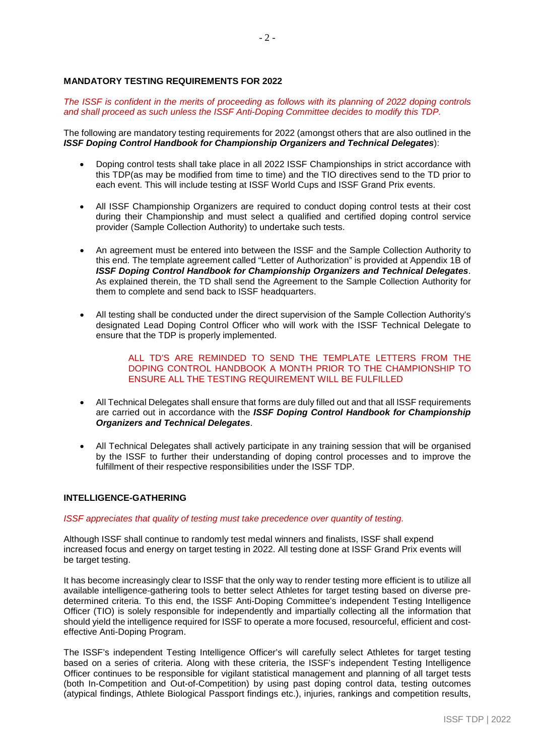## MANDATORY TESTING REQUIREMENTS FOR 2022

*The ISSF is confident in the merits of proceeding as follows with its planning of 2022 doping controls and shall proceed as such unless the ISSF Anti-Doping Committee decides to modify this TDP.*

The following are mandatory testing requirements for 2022 (amongst others that are also outlined in the ***ISSF Doping Control Handbook for Championship Organizers and Technical Delegates***):

- Doping control tests shall take place in all 2022 ISSF Championships in strict accordance with this TDP(as may be modified from time to time) and the TIO directives send to the TD prior to each event. This will include testing at ISSF World Cups and ISSF Grand Prix events.
- All ISSF Championship Organizers are required to conduct doping control tests at their cost during their Championship and must select a qualified and certified doping control service provider (Sample Collection Authority) to undertake such tests.
- An agreement must be entered into between the ISSF and the Sample Collection Authority to this end. The template agreement called "Letter of Authorization" is provided at Appendix 1B of ***ISSF Doping Control Handbook for Championship Organizers and Technical Delegates***. As explained therein, the TD shall send the Agreement to the Sample Collection Authority for them to complete and send back to ISSF headquarters.
- All testing shall be conducted under the direct supervision of the Sample Collection Authority's designated Lead Doping Control Officer who will work with the ISSF Technical Delegate to ensure that the TDP is properly implemented.

  ALL TD'S ARE REMINDED TO SEND THE TEMPLATE LETTERS FROM THE DOPING CONTROL HANDBOOK A MONTH PRIOR TO THE CHAMPIONSHIP TO ENSURE ALL THE TESTING REQUIREMENT WILL BE FULFILLED

- All Technical Delegates shall ensure that forms are duly filled out and that all ISSF requirements are carried out in accordance with the ***ISSF Doping Control Handbook for Championship Organizers and Technical Delegates***.
- All Technical Delegates shall actively participate in any training session that will be organised by the ISSF to further their understanding of doping control processes and to improve the fulfillment of their respective responsibilities under the ISSF TDP.

## INTELLIGENCE-GATHERING

*ISSF appreciates that quality of testing must take precedence over quantity of testing.*

Although ISSF shall continue to randomly test medal winners and finalists, ISSF shall expend increased focus and energy on target testing in 2022. All testing done at ISSF Grand Prix events will be target testing.

It has become increasingly clear to ISSF that the only way to render testing more efficient is to utilize all available intelligence-gathering tools to better select Athletes for target testing based on diverse pre-determined criteria. To this end, the ISSF Anti-Doping Committee's independent Testing Intelligence Officer (TIO) is solely responsible for independently and impartially collecting all the information that should yield the intelligence required for ISSF to operate a more focused, resourceful, efficient and cost-effective Anti-Doping Program.

The ISSF's independent Testing Intelligence Officer's will carefully select Athletes for target testing based on a series of criteria. Along with these criteria, the ISSF's independent Testing Intelligence Officer continues to be responsible for vigilant statistical management and planning of all target tests (both In-Competition and Out-of-Competition) by using past doping control data, testing outcomes (atypical findings, Athlete Biological Passport findings etc.), injuries, rankings and competition results,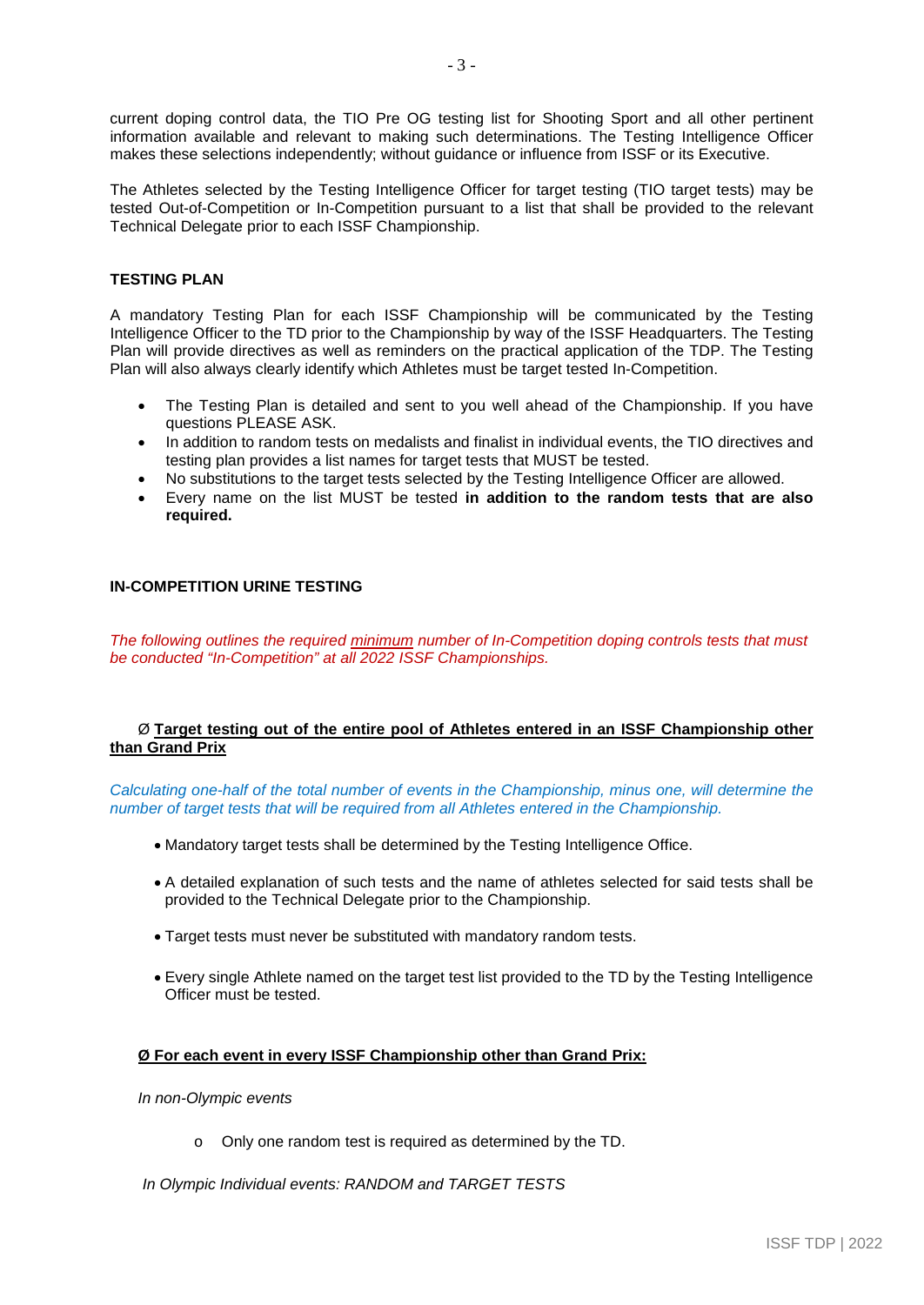current doping control data, the TIO Pre OG testing list for Shooting Sport and all other pertinent information available and relevant to making such determinations. The Testing Intelligence Officer makes these selections independently; without guidance or influence from ISSF or its Executive.

The Athletes selected by the Testing Intelligence Officer for target testing (TIO target tests) may be tested Out-of-Competition or In-Competition pursuant to a list that shall be provided to the relevant Technical Delegate prior to each ISSF Championship.

## TESTING PLAN

A mandatory Testing Plan for each ISSF Championship will be communicated by the Testing Intelligence Officer to the TD prior to the Championship by way of the ISSF Headquarters. The Testing Plan will provide directives as well as reminders on the practical application of the TDP. The Testing Plan will also always clearly identify which Athletes must be target tested In-Competition.

- The Testing Plan is detailed and sent to you well ahead of the Championship. If you have questions PLEASE ASK.
- In addition to random tests on medalists and finalist in individual events, the TIO directives and testing plan provides a list names for target tests that MUST be tested.
- No substitutions to the target tests selected by the Testing Intelligence Officer are allowed.
- Every name on the list MUST be tested **in addition to the random tests that are also required.**

## IN-COMPETITION URINE TESTING

*The following outlines the required minimum number of In-Competition doping controls tests that must be conducted "In-Competition" at all 2022 ISSF Championships.*

Ø **Target testing out of the entire pool of Athletes entered in an ISSF Championship other than Grand Prix**

*Calculating one-half of the total number of events in the Championship, minus one, will determine the number of target tests that will be required from all Athletes entered in the Championship.*

- Mandatory target tests shall be determined by the Testing Intelligence Office.
- A detailed explanation of such tests and the name of athletes selected for said tests shall be provided to the Technical Delegate prior to the Championship.
- Target tests must never be substituted with mandatory random tests.
- Every single Athlete named on the target test list provided to the TD by the Testing Intelligence Officer must be tested.

Ø **For each event in every ISSF Championship other than Grand Prix:**

*In non-Olympic events*

- Only one random test is required as determined by the TD.

*In Olympic Individual events: RANDOM and TARGET TESTS*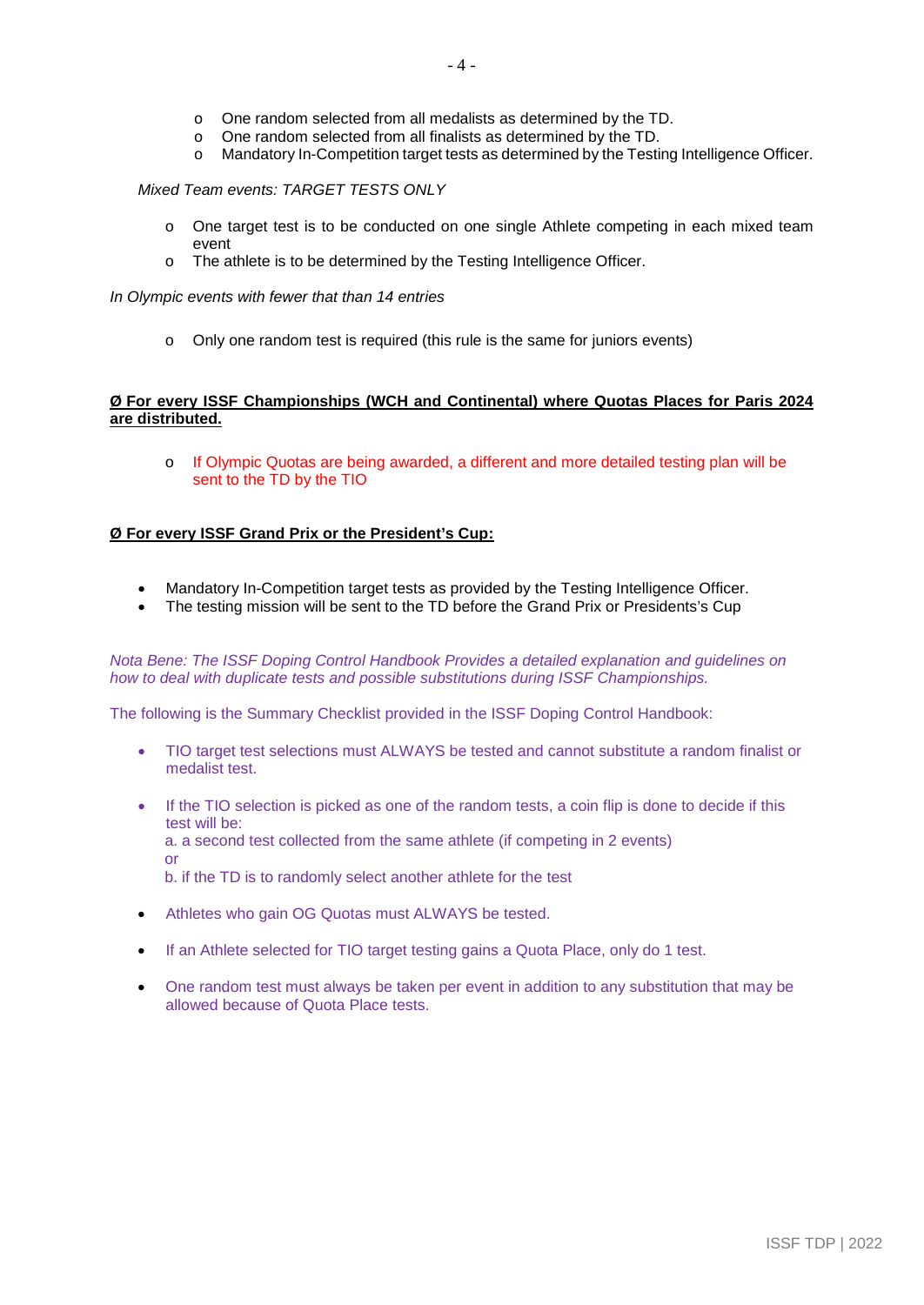- One random selected from all medalists as determined by the TD.
- One random selected from all finalists as determined by the TD.
- Mandatory In-Competition target tests as determined by the Testing Intelligence Officer.

*Mixed Team events: TARGET TESTS ONLY*

- One target test is to be conducted on one single Athlete competing in each mixed team event
- The athlete is to be determined by the Testing Intelligence Officer.

*In Olympic events with fewer that than 14 entries*

- Only one random test is required (this rule is the same for juniors events)

**Ø For every ISSF Championships (WCH and Continental) where Quotas Places for Paris 2024 are distributed.**

- If Olympic Quotas are being awarded, a different and more detailed testing plan will be sent to the TD by the TIO

**Ø For every ISSF Grand Prix or the President's Cup:**

- Mandatory In-Competition target tests as provided by the Testing Intelligence Officer.
- The testing mission will be sent to the TD before the Grand Prix or Presidents's Cup

*Nota Bene: The ISSF Doping Control Handbook Provides a detailed explanation and guidelines on how to deal with duplicate tests and possible substitutions during ISSF Championships.*

The following is the Summary Checklist provided in the ISSF Doping Control Handbook:

- TIO target test selections must ALWAYS be tested and cannot substitute a random finalist or medalist test.
- If the TIO selection is picked as one of the random tests, a coin flip is done to decide if this test will be:
  a. a second test collected from the same athlete (if competing in 2 events)
  or
  b. if the TD is to randomly select another athlete for the test
- Athletes who gain OG Quotas must ALWAYS be tested.
- If an Athlete selected for TIO target testing gains a Quota Place, only do 1 test.
- One random test must always be taken per event in addition to any substitution that may be allowed because of Quota Place tests.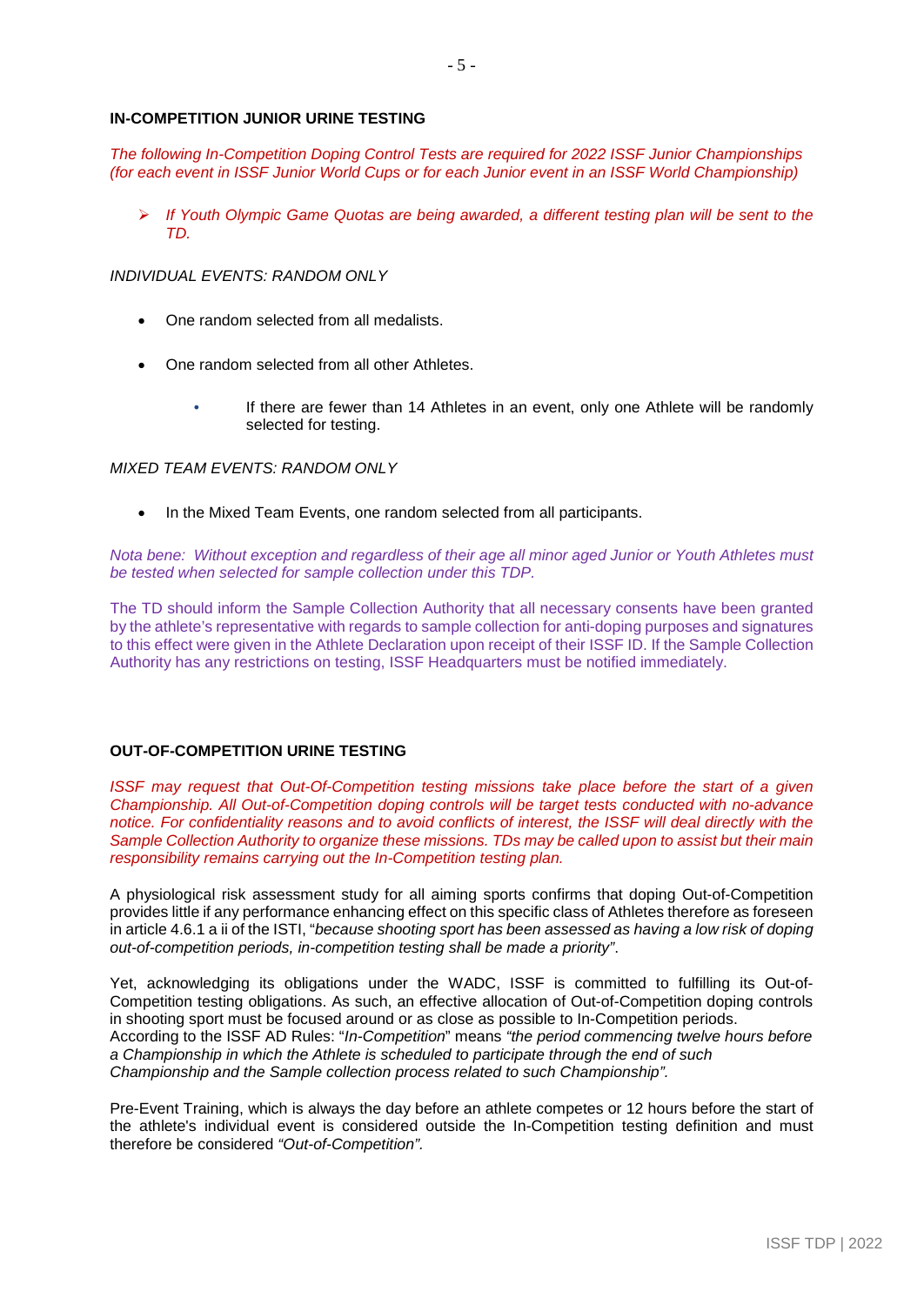**IN-COMPETITION JUNIOR URINE TESTING**

*The following In-Competition Doping Control Tests are required for 2022 ISSF Junior Championships (for each event in ISSF Junior World Cups or for each Junior event in an ISSF World Championship)*

- *If Youth Olympic Game Quotas are being awarded, a different testing plan will be sent to the TD.*

*INDIVIDUAL EVENTS: RANDOM ONLY*

- One random selected from all medalists.
- One random selected from all other Athletes.
  - If there are fewer than 14 Athletes in an event, only one Athlete will be randomly selected for testing.

*MIXED TEAM EVENTS: RANDOM ONLY*

- In the Mixed Team Events, one random selected from all participants.

*Nota bene: Without exception and regardless of their age all minor aged Junior or Youth Athletes must be tested when selected for sample collection under this TDP.*

The TD should inform the Sample Collection Authority that all necessary consents have been granted by the athlete's representative with regards to sample collection for anti-doping purposes and signatures to this effect were given in the Athlete Declaration upon receipt of their ISSF ID. If the Sample Collection Authority has any restrictions on testing, ISSF Headquarters must be notified immediately.

**OUT-OF-COMPETITION URINE TESTING**

*ISSF may request that Out-Of-Competition testing missions take place before the start of a given Championship. All Out-of-Competition doping controls will be target tests conducted with no-advance notice. For confidentiality reasons and to avoid conflicts of interest, the ISSF will deal directly with the Sample Collection Authority to organize these missions. TDs may be called upon to assist but their main responsibility remains carrying out the In-Competition testing plan.*

A physiological risk assessment study for all aiming sports confirms that doping Out-of-Competition provides little if any performance enhancing effect on this specific class of Athletes therefore as foreseen in article 4.6.1 a ii of the ISTI, "*because shooting sport has been assessed as having a low risk of doping out-of-competition periods, in-competition testing shall be made a priority*".

Yet, acknowledging its obligations under the WADC, ISSF is committed to fulfilling its Out-of-Competition testing obligations. As such, an effective allocation of Out-of-Competition doping controls in shooting sport must be focused around or as close as possible to In-Competition periods.
According to the ISSF AD Rules: "*In-Competition*" means *"the period commencing twelve hours before a Championship in which the Athlete is scheduled to participate through the end of such Championship and the Sample collection process related to such Championship".*

Pre-Event Training, which is always the day before an athlete competes or 12 hours before the start of the athlete's individual event is considered outside the In-Competition testing definition and must therefore be considered *"Out-of-Competition".*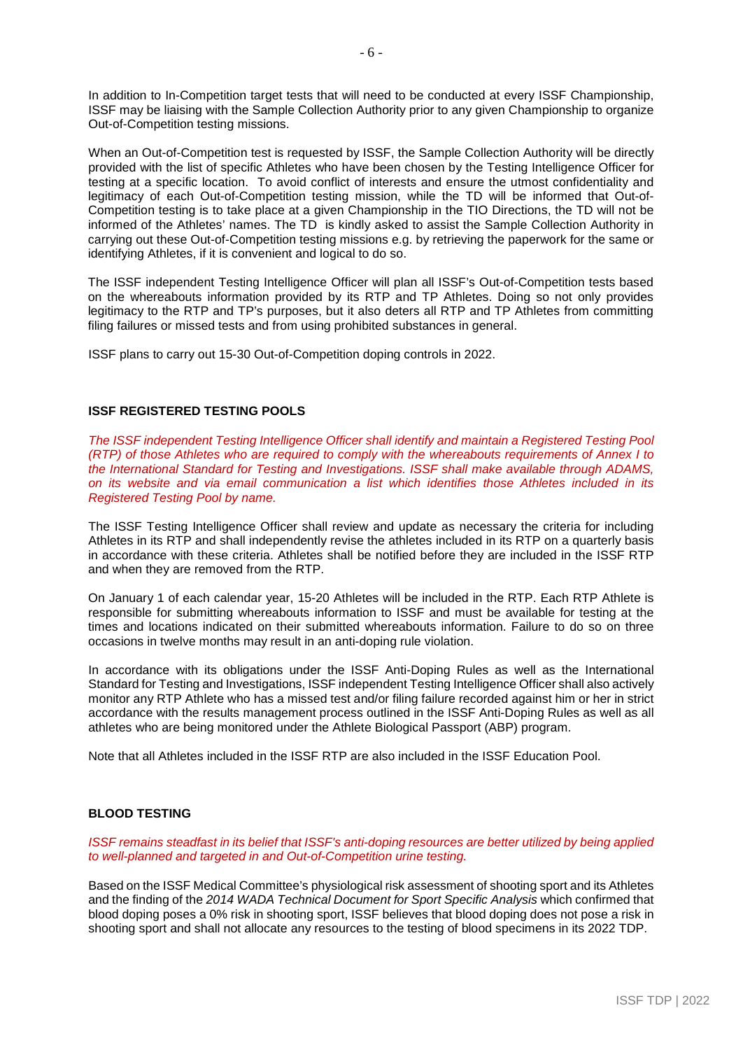In addition to In-Competition target tests that will need to be conducted at every ISSF Championship, ISSF may be liaising with the Sample Collection Authority prior to any given Championship to organize Out-of-Competition testing missions.

When an Out-of-Competition test is requested by ISSF, the Sample Collection Authority will be directly provided with the list of specific Athletes who have been chosen by the Testing Intelligence Officer for testing at a specific location. To avoid conflict of interests and ensure the utmost confidentiality and legitimacy of each Out-of-Competition testing mission, while the TD will be informed that Out-of-Competition testing is to take place at a given Championship in the TIO Directions, the TD will not be informed of the Athletes' names. The TD is kindly asked to assist the Sample Collection Authority in carrying out these Out-of-Competition testing missions e.g. by retrieving the paperwork for the same or identifying Athletes, if it is convenient and logical to do so.

The ISSF independent Testing Intelligence Officer will plan all ISSF's Out-of-Competition tests based on the whereabouts information provided by its RTP and TP Athletes. Doing so not only provides legitimacy to the RTP and TP's purposes, but it also deters all RTP and TP Athletes from committing filing failures or missed tests and from using prohibited substances in general.

ISSF plans to carry out 15-30 Out-of-Competition doping controls in 2022.

## ISSF REGISTERED TESTING POOLS

*The ISSF independent Testing Intelligence Officer shall identify and maintain a Registered Testing Pool (RTP) of those Athletes who are required to comply with the whereabouts requirements of Annex I to the International Standard for Testing and Investigations. ISSF shall make available through ADAMS, on its website and via email communication a list which identifies those Athletes included in its Registered Testing Pool by name.*

The ISSF Testing Intelligence Officer shall review and update as necessary the criteria for including Athletes in its RTP and shall independently revise the athletes included in its RTP on a quarterly basis in accordance with these criteria. Athletes shall be notified before they are included in the ISSF RTP and when they are removed from the RTP.

On January 1 of each calendar year, 15-20 Athletes will be included in the RTP. Each RTP Athlete is responsible for submitting whereabouts information to ISSF and must be available for testing at the times and locations indicated on their submitted whereabouts information. Failure to do so on three occasions in twelve months may result in an anti-doping rule violation.

In accordance with its obligations under the ISSF Anti-Doping Rules as well as the International Standard for Testing and Investigations, ISSF independent Testing Intelligence Officer shall also actively monitor any RTP Athlete who has a missed test and/or filing failure recorded against him or her in strict accordance with the results management process outlined in the ISSF Anti-Doping Rules as well as all athletes who are being monitored under the Athlete Biological Passport (ABP) program.

Note that all Athletes included in the ISSF RTP are also included in the ISSF Education Pool.

## BLOOD TESTING

*ISSF remains steadfast in its belief that ISSF's anti-doping resources are better utilized by being applied to well-planned and targeted in and Out-of-Competition urine testing.*

Based on the ISSF Medical Committee's physiological risk assessment of shooting sport and its Athletes and the finding of the *2014 WADA Technical Document for Sport Specific Analysis* which confirmed that blood doping poses a 0% risk in shooting sport, ISSF believes that blood doping does not pose a risk in shooting sport and shall not allocate any resources to the testing of blood specimens in its 2022 TDP.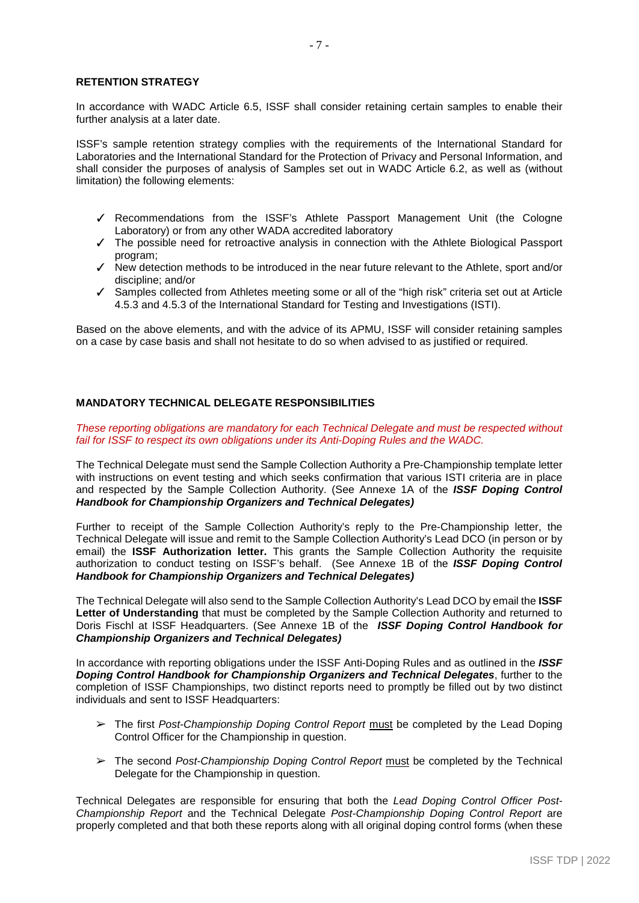## RETENTION STRATEGY

In accordance with WADC Article 6.5, ISSF shall consider retaining certain samples to enable their further analysis at a later date.

ISSF's sample retention strategy complies with the requirements of the International Standard for Laboratories and the International Standard for the Protection of Privacy and Personal Information, and shall consider the purposes of analysis of Samples set out in WADC Article 6.2, as well as (without limitation) the following elements:

- ✓ Recommendations from the ISSF's Athlete Passport Management Unit (the Cologne Laboratory) or from any other WADA accredited laboratory
- ✓ The possible need for retroactive analysis in connection with the Athlete Biological Passport program;
- ✓ New detection methods to be introduced in the near future relevant to the Athlete, sport and/or discipline; and/or
- ✓ Samples collected from Athletes meeting some or all of the "high risk" criteria set out at Article 4.5.3 and 4.5.3 of the International Standard for Testing and Investigations (ISTI).

Based on the above elements, and with the advice of its APMU, ISSF will consider retaining samples on a case by case basis and shall not hesitate to do so when advised to as justified or required.

## MANDATORY TECHNICAL DELEGATE RESPONSIBILITIES

*These reporting obligations are mandatory for each Technical Delegate and must be respected without fail for ISSF to respect its own obligations under its Anti-Doping Rules and the WADC.*

The Technical Delegate must send the Sample Collection Authority a Pre-Championship template letter with instructions on event testing and which seeks confirmation that various ISTI criteria are in place and respected by the Sample Collection Authority. (See Annexe 1A of the ***ISSF Doping Control Handbook for Championship Organizers and Technical Delegates)***

Further to receipt of the Sample Collection Authority's reply to the Pre-Championship letter, the Technical Delegate will issue and remit to the Sample Collection Authority's Lead DCO (in person or by email) the **ISSF Authorization letter.** This grants the Sample Collection Authority the requisite authorization to conduct testing on ISSF's behalf. (See Annexe 1B of the ***ISSF Doping Control Handbook for Championship Organizers and Technical Delegates)***

The Technical Delegate will also send to the Sample Collection Authority's Lead DCO by email the **ISSF Letter of Understanding** that must be completed by the Sample Collection Authority and returned to Doris Fischl at ISSF Headquarters. (See Annexe 1B of the ***ISSF Doping Control Handbook for Championship Organizers and Technical Delegates)***

In accordance with reporting obligations under the ISSF Anti-Doping Rules and as outlined in the ***ISSF Doping Control Handbook for Championship Organizers and Technical Delegates***, further to the completion of ISSF Championships, two distinct reports need to promptly be filled out by two distinct individuals and sent to ISSF Headquarters:

- ➢ The first *Post-Championship Doping Control Report* <u>must</u> be completed by the Lead Doping Control Officer for the Championship in question.
- ➢ The second *Post-Championship Doping Control Report* <u>must</u> be completed by the Technical Delegate for the Championship in question.

Technical Delegates are responsible for ensuring that both the *Lead Doping Control Officer Post-Championship Report* and the Technical Delegate *Post-Championship Doping Control Report* are properly completed and that both these reports along with all original doping control forms (when these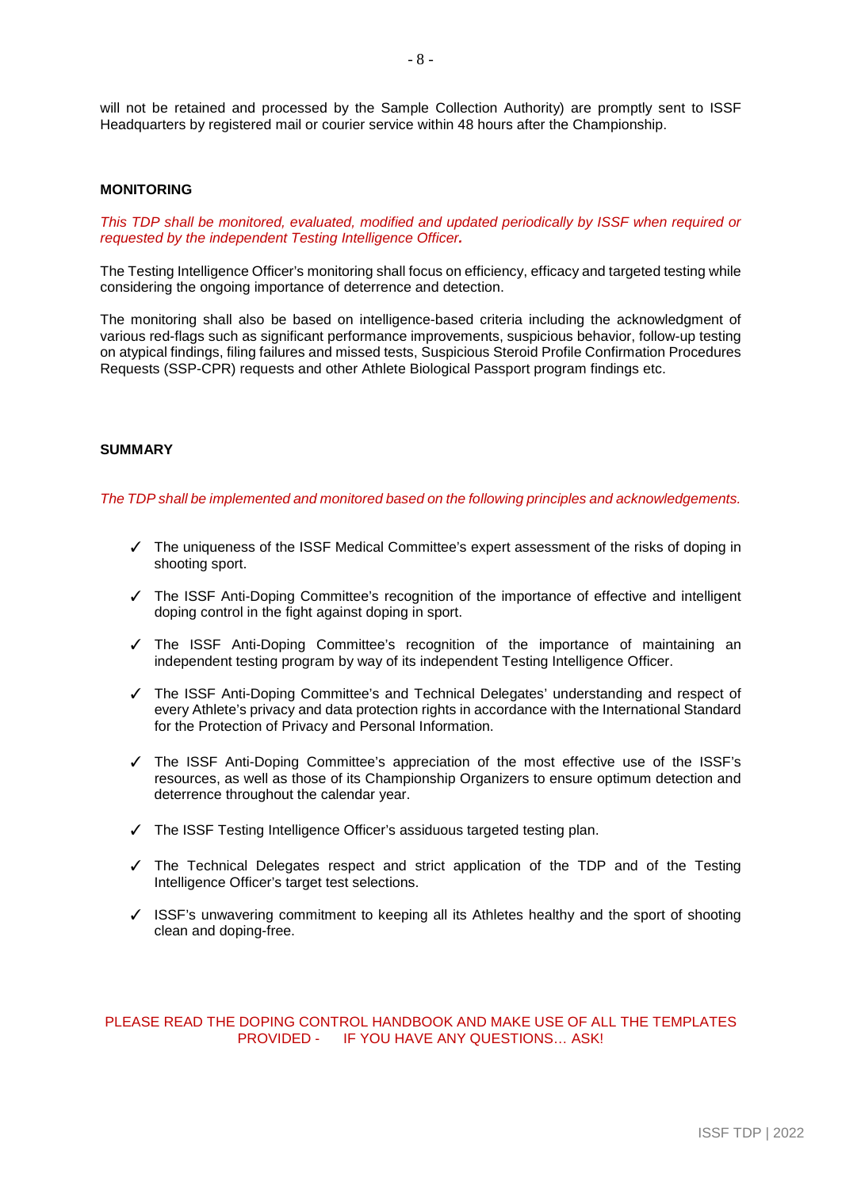will not be retained and processed by the Sample Collection Authority) are promptly sent to ISSF Headquarters by registered mail or courier service within 48 hours after the Championship.

## MONITORING

*This TDP shall be monitored, evaluated, modified and updated periodically by ISSF when required or requested by the independent Testing Intelligence Officer.*

The Testing Intelligence Officer's monitoring shall focus on efficiency, efficacy and targeted testing while considering the ongoing importance of deterrence and detection.

The monitoring shall also be based on intelligence-based criteria including the acknowledgment of various red-flags such as significant performance improvements, suspicious behavior, follow-up testing on atypical findings, filing failures and missed tests, Suspicious Steroid Profile Confirmation Procedures Requests (SSP-CPR) requests and other Athlete Biological Passport program findings etc.

## SUMMARY

*The TDP shall be implemented and monitored based on the following principles and acknowledgements.*

- ✓ The uniqueness of the ISSF Medical Committee's expert assessment of the risks of doping in shooting sport.
- ✓ The ISSF Anti-Doping Committee's recognition of the importance of effective and intelligent doping control in the fight against doping in sport.
- ✓ The ISSF Anti-Doping Committee's recognition of the importance of maintaining an independent testing program by way of its independent Testing Intelligence Officer.
- ✓ The ISSF Anti-Doping Committee's and Technical Delegates' understanding and respect of every Athlete's privacy and data protection rights in accordance with the International Standard for the Protection of Privacy and Personal Information.
- ✓ The ISSF Anti-Doping Committee's appreciation of the most effective use of the ISSF's resources, as well as those of its Championship Organizers to ensure optimum detection and deterrence throughout the calendar year.
- ✓ The ISSF Testing Intelligence Officer's assiduous targeted testing plan.
- ✓ The Technical Delegates respect and strict application of the TDP and of the Testing Intelligence Officer's target test selections.
- ✓ ISSF's unwavering commitment to keeping all its Athletes healthy and the sport of shooting clean and doping-free.

PLEASE READ THE DOPING CONTROL HANDBOOK AND MAKE USE OF ALL THE TEMPLATES PROVIDED - IF YOU HAVE ANY QUESTIONS… ASK!